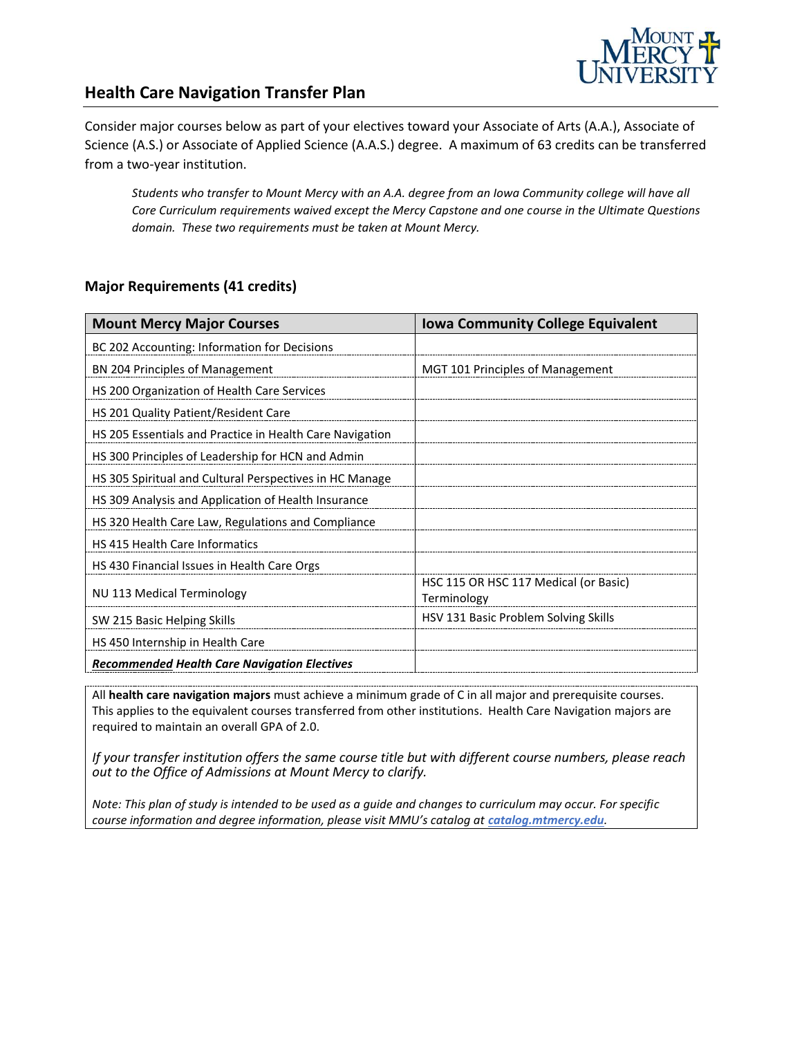# Health Care Navigation Transfer Plan

Consider major courses below as part of your electives toward your Associate of Arts (A.A.), Associate of Science (A.S.) or Associate of Applied Science (A.A.S.) degree. A maximum of 63 credits can be transferred from a two-year institution.

> *Students who transfer to Mount Mercy with an A.A. degree from an Iowa Community college will have all Core Curriculum requirements waived except the Mercy Capstone and one course in the Ultimate Questions domain. These two requirements must be taken at Mount Mercy.*

## Major Requirements (41 credits)

| Mount Mercy Major Courses | Iowa Community College Equivalent |
|---|---|
| BC 202 Accounting: Information for Decisions | |
| BN 204 Principles of Management | MGT 101 Principles of Management |
| HS 200 Organization of Health Care Services | |
| HS 201 Quality Patient/Resident Care | |
| HS 205 Essentials and Practice in Health Care Navigation | |
| HS 300 Principles of Leadership for HCN and Admin | |
| HS 305 Spiritual and Cultural Perspectives in HC Manage | |
| HS 309 Analysis and Application of Health Insurance | |
| HS 320 Health Care Law, Regulations and Compliance | |
| HS 415 Health Care Informatics | |
| HS 430 Financial Issues in Health Care Orgs | |
| NU 113 Medical Terminology | HSC 115 OR HSC 117 Medical (or Basic) Terminology |
| SW 215 Basic Helping Skills | HSV 131 Basic Problem Solving Skills |
| HS 450 Internship in Health Care | |
| ***Recommended Health Care Navigation Electives*** | |

All **health care navigation majors** must achieve a minimum grade of C in all major and prerequisite courses. This applies to the equivalent courses transferred from other institutions. Health Care Navigation majors are required to maintain an overall GPA of 2.0.

*If your transfer institution offers the same course title but with different course numbers, please reach out to the Office of Admissions at Mount Mercy to clarify.*

*Note: This plan of study is intended to be used as a guide and changes to curriculum may occur. For specific course information and degree information, please visit MMU's catalog at **catalog.mtmercy.edu**.*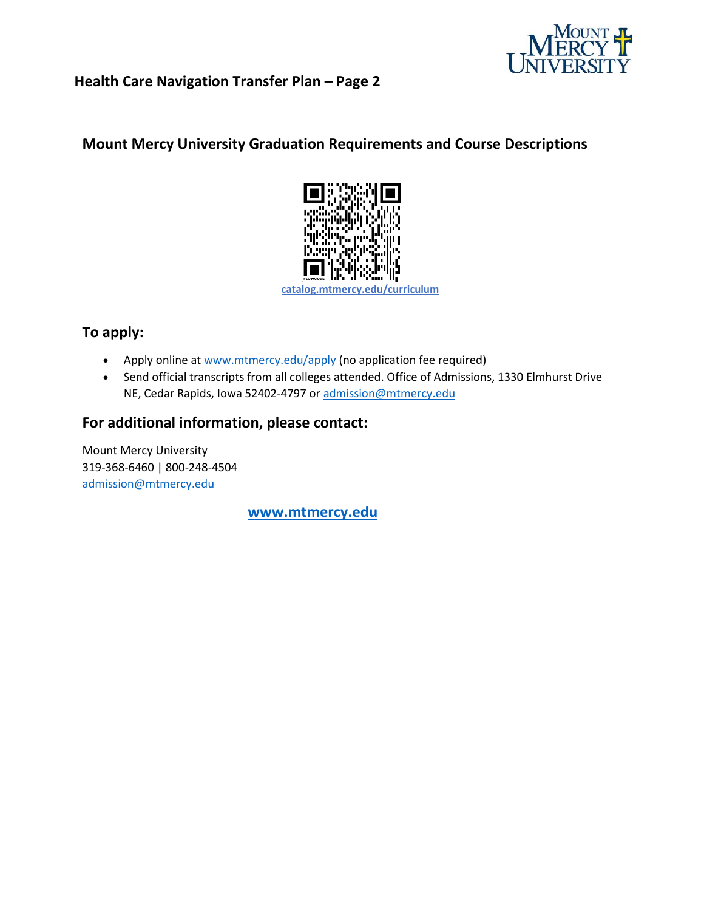## Mount Mercy University Graduation Requirements and Course Descriptions

catalog.mtmercy.edu/curriculum

## To apply:

- Apply online at www.mtmercy.edu/apply (no application fee required)
- Send official transcripts from all colleges attended. Office of Admissions, 1330 Elmhurst Drive NE, Cedar Rapids, Iowa 52402-4797 or admission@mtmercy.edu

## For additional information, please contact:

Mount Mercy University
319-368-6460 | 800-248-4504
admission@mtmercy.edu

**www.mtmercy.edu**